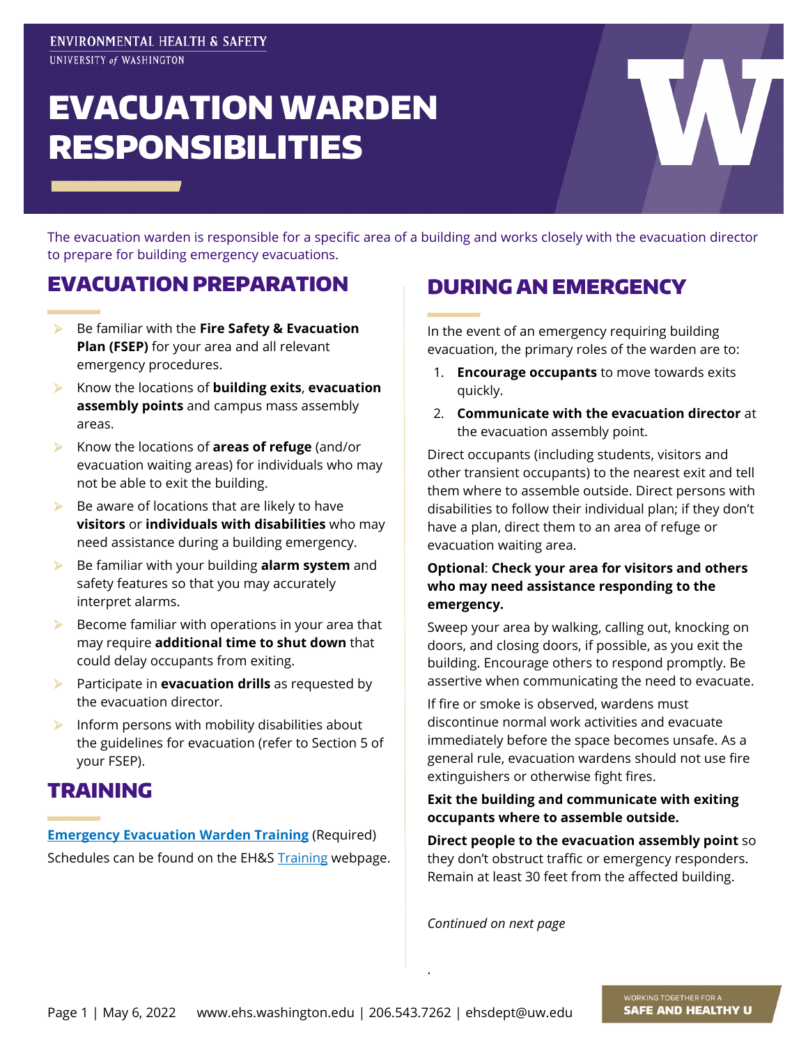ENVIRONMENTAL HEALTH & SAFETY
UNIVERSITY of WASHINGTON

# EVACUATION WARDEN RESPONSIBILITIES

The evacuation warden is responsible for a specific area of a building and works closely with the evacuation director to prepare for building emergency evacuations.

## EVACUATION PREPARATION

- Be familiar with the **Fire Safety & Evacuation Plan (FSEP)** for your area and all relevant emergency procedures.
- Know the locations of **building exits**, **evacuation assembly points** and campus mass assembly areas.
- Know the locations of **areas of refuge** (and/or evacuation waiting areas) for individuals who may not be able to exit the building.
- Be aware of locations that are likely to have **visitors** or **individuals with disabilities** who may need assistance during a building emergency.
- Be familiar with your building **alarm system** and safety features so that you may accurately interpret alarms.
- Become familiar with operations in your area that may require **additional time to shut down** that could delay occupants from exiting.
- Participate in **evacuation drills** as requested by the evacuation director.
- Inform persons with mobility disabilities about the guidelines for evacuation (refer to Section 5 of your FSEP).

## TRAINING

**Emergency Evacuation Warden Training** (Required)

Schedules can be found on the EH&S Training webpage.

## DURING AN EMERGENCY

In the event of an emergency requiring building evacuation, the primary roles of the warden are to:

1. **Encourage occupants** to move towards exits quickly.
2. **Communicate with the evacuation director** at the evacuation assembly point.

Direct occupants (including students, visitors and other transient occupants) to the nearest exit and tell them where to assemble outside. Direct persons with disabilities to follow their individual plan; if they don't have a plan, direct them to an area of refuge or evacuation waiting area.

**Optional**: **Check your area for visitors and others who may need assistance responding to the emergency.**

Sweep your area by walking, calling out, knocking on doors, and closing doors, if possible, as you exit the building. Encourage others to respond promptly. Be assertive when communicating the need to evacuate.

If fire or smoke is observed, wardens must discontinue normal work activities and evacuate immediately before the space becomes unsafe. As a general rule, evacuation wardens should not use fire extinguishers or otherwise fight fires.

**Exit the building and communicate with exiting occupants where to assemble outside.**

**Direct people to the evacuation assembly point** so they don't obstruct traffic or emergency responders. Remain at least 30 feet from the affected building.

*Continued on next page*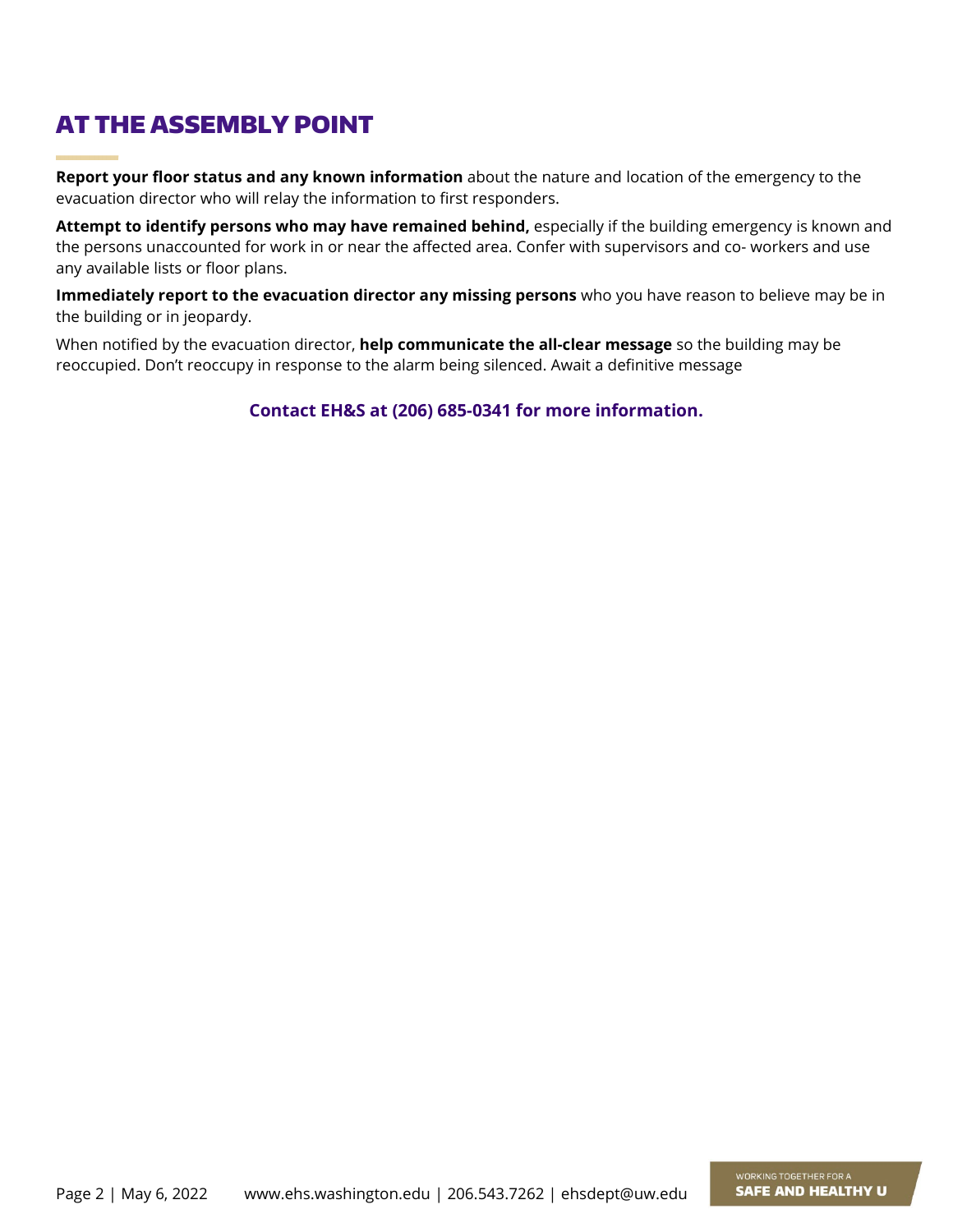## AT THE ASSEMBLY POINT

**Report your floor status and any known information** about the nature and location of the emergency to the evacuation director who will relay the information to first responders.

**Attempt to identify persons who may have remained behind,** especially if the building emergency is known and the persons unaccounted for work in or near the affected area. Confer with supervisors and co- workers and use any available lists or floor plans.

**Immediately report to the evacuation director any missing persons** who you have reason to believe may be in the building or in jeopardy.

When notified by the evacuation director, **help communicate the all-clear message** so the building may be reoccupied. Don't reoccupy in response to the alarm being silenced. Await a definitive message

**Contact EH&S at (206) 685-0341 for more information.**